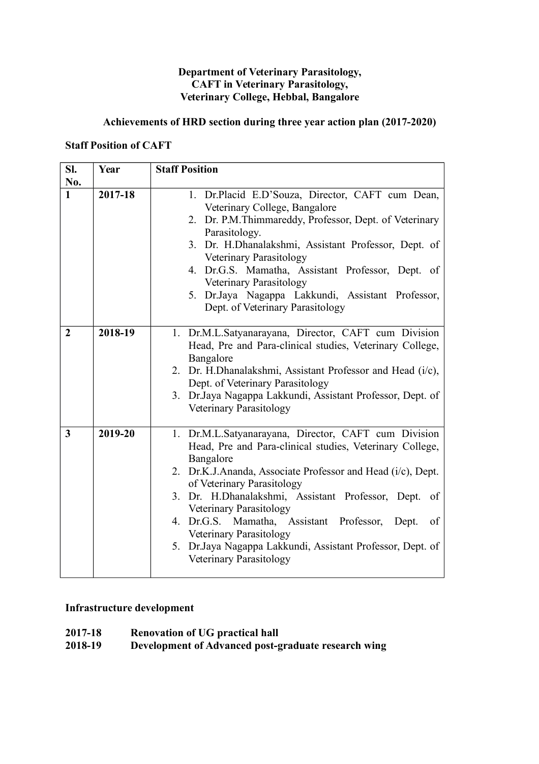**Department of Veterinary Parasitology,**
**CAFT in Veterinary Parasitology,**
**Veterinary College, Hebbal, Bangalore**

**Achievements of HRD section during three year action plan (2017-2020)**

**Staff Position of CAFT**

| Sl. No. | Year | Staff Position |
|---|---|---|
| **1** | **2017-18** | 1. Dr.Placid E.D'Souza, Director, CAFT cum Dean, Veterinary College, Bangalore<br>2. Dr. P.M.Thimmareddy, Professor, Dept. of Veterinary Parasitology.<br>3. Dr. H.Dhanalakshmi, Assistant Professor, Dept. of Veterinary Parasitology<br>4. Dr.G.S. Mamatha, Assistant Professor, Dept. of Veterinary Parasitology<br>5. Dr.Jaya Nagappa Lakkundi, Assistant Professor, Dept. of Veterinary Parasitology |
| **2** | **2018-19** | 1. Dr.M.L.Satyanarayana, Director, CAFT cum Division Head, Pre and Para-clinical studies, Veterinary College, Bangalore<br>2. Dr. H.Dhanalakshmi, Assistant Professor and Head (i/c), Dept. of Veterinary Parasitology<br>3. Dr.Jaya Nagappa Lakkundi, Assistant Professor, Dept. of Veterinary Parasitology |
| **3** | **2019-20** | 1. Dr.M.L.Satyanarayana, Director, CAFT cum Division Head, Pre and Para-clinical studies, Veterinary College, Bangalore<br>2. Dr.K.J.Ananda, Associate Professor and Head (i/c), Dept. of Veterinary Parasitology<br>3. Dr. H.Dhanalakshmi, Assistant Professor, Dept. of Veterinary Parasitology<br>4. Dr.G.S. Mamatha, Assistant Professor, Dept. of Veterinary Parasitology<br>5. Dr.Jaya Nagappa Lakkundi, Assistant Professor, Dept. of Veterinary Parasitology |

**Infrastructure development**

**2017-18** **Renovation of UG practical hall**
**2018-19** **Development of Advanced post-graduate research wing**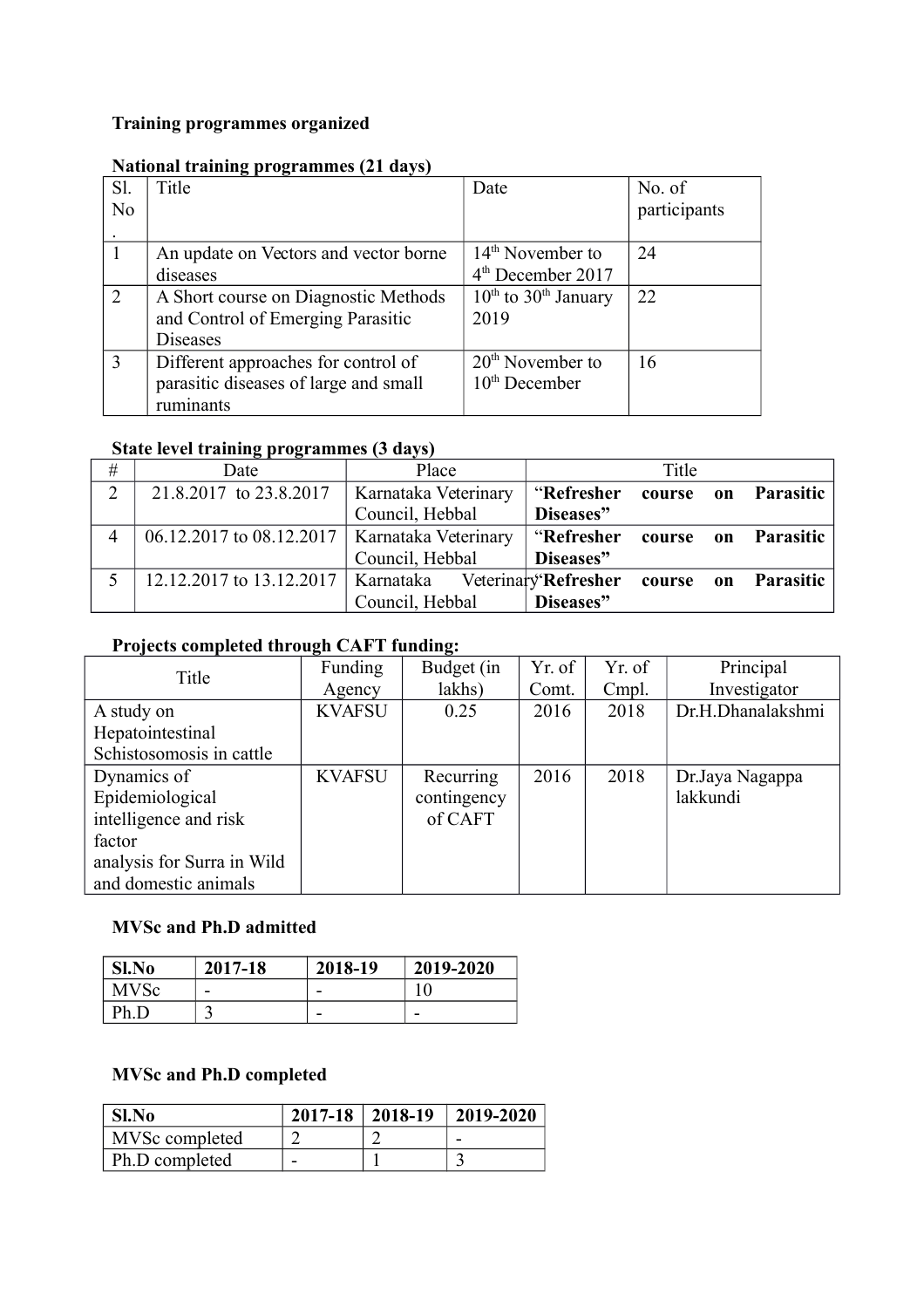**Training programmes organized**

**National training programmes (21 days)**

| Sl. No. | Title | Date | No. of participants |
|---|---|---|---|
| 1 | An update on Vectors and vector borne diseases | 14th November to 4th December 2017 | 24 |
| 2 | A Short course on Diagnostic Methods and Control of Emerging Parasitic Diseases | 10th to 30th January 2019 | 22 |
| 3 | Different approaches for control of parasitic diseases of large and small ruminants | 20th November to 10th December | 16 |

**State level training programmes (3 days)**

| # | Date | Place | Title |
|---|---|---|---|
| 2 | 21.8.2017 to 23.8.2017 | Karnataka Veterinary Council, Hebbal | **"Refresher course on Parasitic Diseases"** |
| 4 | 06.12.2017 to 08.12.2017 | Karnataka Veterinary Council, Hebbal | **"Refresher course on Parasitic Diseases"** |
| 5 | 12.12.2017 to 13.12.2017 | Karnataka Veterinary Council, Hebbal | **"Refresher course on Parasitic Diseases"** |

**Projects completed through CAFT funding:**

| Title | Funding Agency | Budget (in lakhs) | Yr. of Comt. | Yr. of Cmpl. | Principal Investigator |
|---|---|---|---|---|---|
| A study on Hepatointestinal Schistosomosis in cattle | KVAFSU | 0.25 | 2016 | 2018 | Dr.H.Dhanalakshmi |
| Dynamics of Epidemiological intelligence and risk factor analysis for Surra in Wild and domestic animals | KVAFSU | Recurring contingency of CAFT | 2016 | 2018 | Dr.Jaya Nagappa lakkundi |

**MVSc and Ph.D admitted**

| Sl.No | 2017-18 | 2018-19 | 2019-2020 |
|---|---|---|---|
| MVSc | - | - | 10 |
| Ph.D | 3 | - | - |

**MVSc and Ph.D completed**

| Sl.No | 2017-18 | 2018-19 | 2019-2020 |
|---|---|---|---|
| MVSc completed | 2 | 2 | - |
| Ph.D completed | - | 1 | 3 |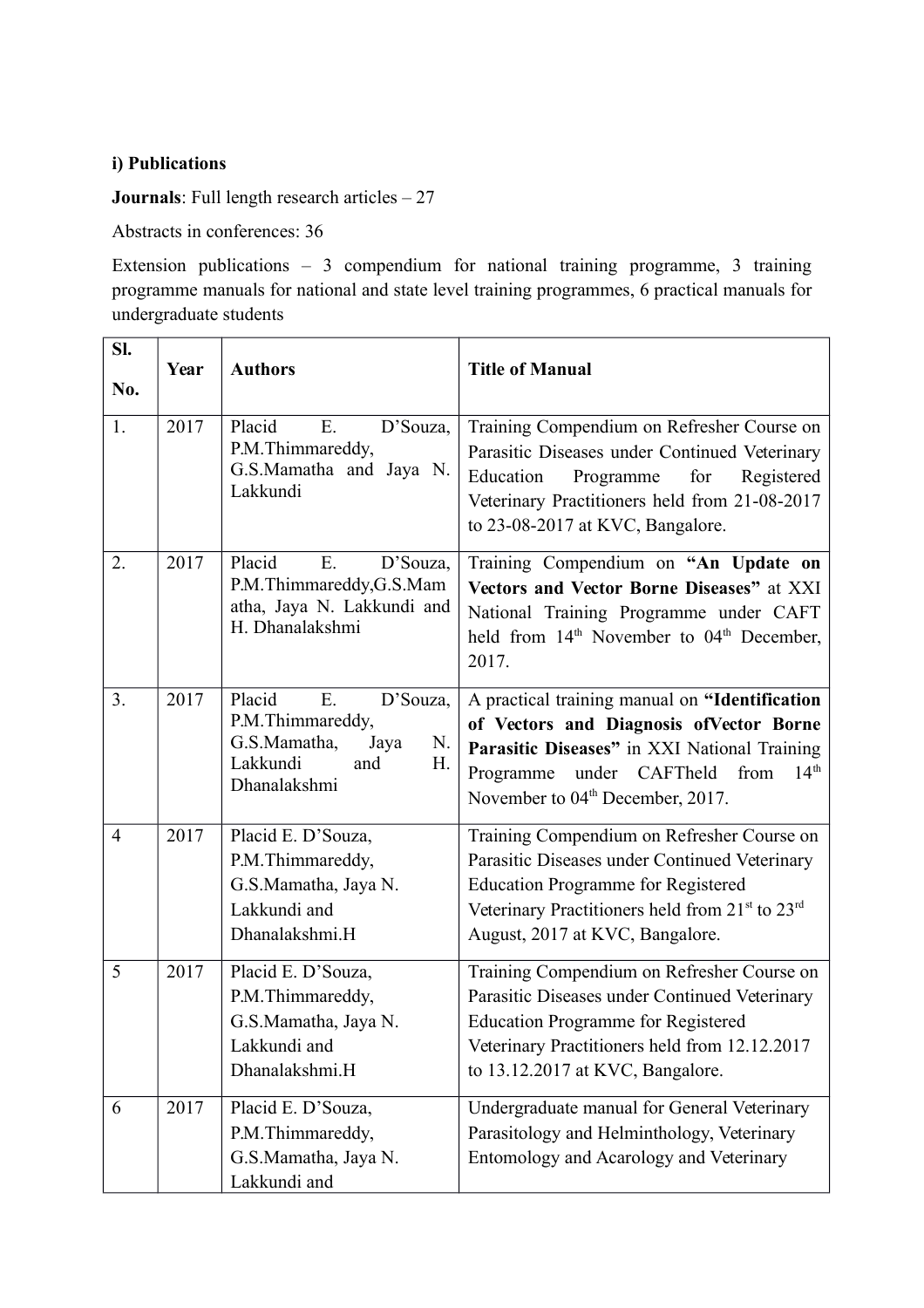**i) Publications**

**Journals**: Full length research articles – 27

Abstracts in conferences: 36

Extension publications – 3 compendium for national training programme, 3 training programme manuals for national and state level training programmes, 6 practical manuals for undergraduate students

| Sl. No. | Year | Authors | Title of Manual |
|---|---|---|---|
| 1. | 2017 | Placid E. D'Souza, P.M.Thimmareddy, G.S.Mamatha and Jaya N. Lakkundi | Training Compendium on Refresher Course on Parasitic Diseases under Continued Veterinary Education Programme for Registered Veterinary Practitioners held from 21-08-2017 to 23-08-2017 at KVC, Bangalore. |
| 2. | 2017 | Placid E. D'Souza, P.M.Thimmareddy,G.S.Mamatha, Jaya N. Lakkundi and H. Dhanalakshmi | Training Compendium on **"An Update on Vectors and Vector Borne Diseases"** at XXI National Training Programme under CAFT held from 14th November to 04th December, 2017. |
| 3. | 2017 | Placid E. D'Souza, P.M.Thimmareddy, G.S.Mamatha, Jaya N. Lakkundi and H. Dhanalakshmi | A practical training manual on **"Identification of Vectors and Diagnosis ofVector Borne Parasitic Diseases"** in XXI National Training Programme under CAFTheld from 14th November to 04th December, 2017. |
| 4 | 2017 | Placid E. D'Souza, P.M.Thimmareddy, G.S.Mamatha, Jaya N. Lakkundi and Dhanalakshmi.H | Training Compendium on Refresher Course on Parasitic Diseases under Continued Veterinary Education Programme for Registered Veterinary Practitioners held from 21st to 23rd August, 2017 at KVC, Bangalore. |
| 5 | 2017 | Placid E. D'Souza, P.M.Thimmareddy, G.S.Mamatha, Jaya N. Lakkundi and Dhanalakshmi.H | Training Compendium on Refresher Course on Parasitic Diseases under Continued Veterinary Education Programme for Registered Veterinary Practitioners held from 12.12.2017 to 13.12.2017 at KVC, Bangalore. |
| 6 | 2017 | Placid E. D'Souza, P.M.Thimmareddy, G.S.Mamatha, Jaya N. Lakkundi and | Undergraduate manual for General Veterinary Parasitology and Helminthology, Veterinary Entomology and Acarology and Veterinary |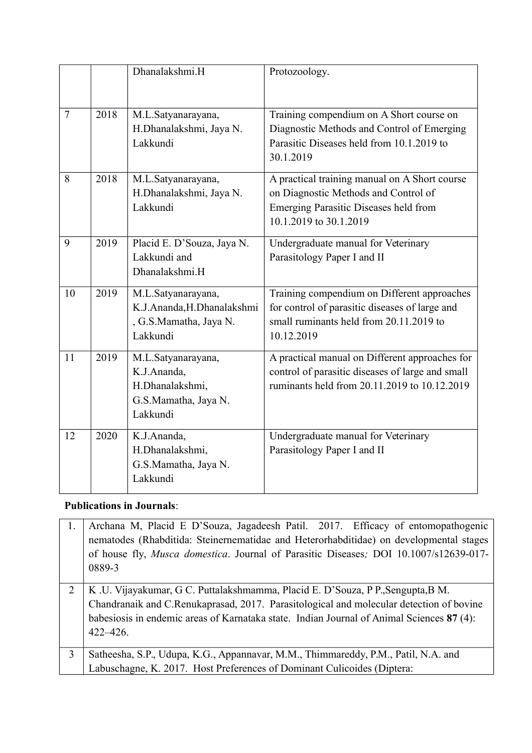| | | | |
|---|---|---|---|
| | | Dhanalakshmi.H | Protozoology. |
| 7 | 2018 | M.L.Satyanarayana, H.Dhanalakshmi, Jaya N. Lakkundi | Training compendium on A Short course on Diagnostic Methods and Control of Emerging Parasitic Diseases held from 10.1.2019 to 30.1.2019 |
| 8 | 2018 | M.L.Satyanarayana, H.Dhanalakshmi, Jaya N. Lakkundi | A practical training manual on A Short course on Diagnostic Methods and Control of Emerging Parasitic Diseases held from 10.1.2019 to 30.1.2019 |
| 9 | 2019 | Placid E. D'Souza, Jaya N. Lakkundi and Dhanalakshmi.H | Undergraduate manual for Veterinary Parasitology Paper I and II |
| 10 | 2019 | M.L.Satyanarayana, K.J.Ananda,H.Dhanalakshmi, G.S.Mamatha, Jaya N. Lakkundi | Training compendium on Different approaches for control of parasitic diseases of large and small ruminants held from 20.11.2019 to 10.12.2019 |
| 11 | 2019 | M.L.Satyanarayana, K.J.Ananda, H.Dhanalakshmi, G.S.Mamatha, Jaya N. Lakkundi | A practical manual on Different approaches for control of parasitic diseases of large and small ruminants held from 20.11.2019 to 10.12.2019 |
| 12 | 2020 | K.J.Ananda, H.Dhanalakshmi, G.S.Mamatha, Jaya N. Lakkundi | Undergraduate manual for Veterinary Parasitology Paper I and II |

**Publications in Journals**:

| | |
|---|---|
| 1. | Archana M, Placid E D'Souza, Jagadeesh Patil. 2017. Efficacy of entomopathogenic nematodes (Rhabditida: Steinernematidae and Heterorhabditidae) on developmental stages of house fly, *Musca domestica*. Journal of Parasitic Diseases*;* DOI 10.1007/s12639-017-0889-3 |
| 2 | K .U. Vijayakumar, G C. Puttalakshmamma, Placid E. D'Souza, P P.,Sengupta,B M. Chandranaik and C.Renukaprasad, 2017. Parasitological and molecular detection of bovine babesiosis in endemic areas of Karnataka state. Indian Journal of Animal Sciences **87** (4): 422–426. |
| 3 | Satheesha, S.P., Udupa, K.G., Appannavar, M.M., Thimmareddy, P.M., Patil, N.A. and Labuschagne, K. 2017. Host Preferences of Dominant Culicoides (Diptera: |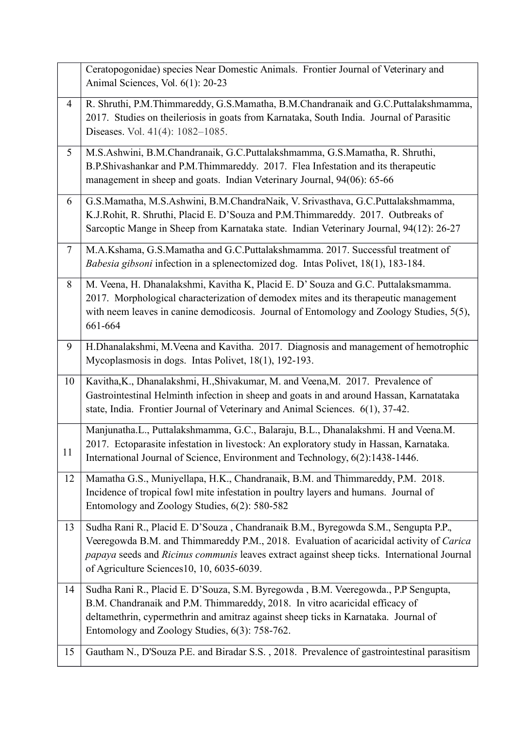| | |
|---|---|
| | Ceratopogonidae) species Near Domestic Animals. Frontier Journal of Veterinary and Animal Sciences, Vol. 6(1): 20-23 |
| 4 | R. Shruthi, P.M.Thimmareddy, G.S.Mamatha, B.M.Chandranaik and G.C.Puttalakshmamma, 2017. Studies on theileriosis in goats from Karnataka, South India. Journal of Parasitic Diseases. Vol. 41(4): 1082–1085. |
| 5 | M.S.Ashwini, B.M.Chandranaik, G.C.Puttalakshmamma, G.S.Mamatha, R. Shruthi, B.P.Shivashankar and P.M.Thimmareddy. 2017. Flea Infestation and its therapeutic management in sheep and goats. Indian Veterinary Journal, 94(06): 65-66 |
| 6 | G.S.Mamatha, M.S.Ashwini, B.M.ChandraNaik, V. Srivasthava, G.C.Puttalakshmamma, K.J.Rohit, R. Shruthi, Placid E. D'Souza and P.M.Thimmareddy. 2017. Outbreaks of Sarcoptic Mange in Sheep from Karnataka state. Indian Veterinary Journal, 94(12): 26-27 |
| 7 | M.A.Kshama, G.S.Mamatha and G.C.Puttalakshmamma. 2017. Successful treatment of *Babesia gibsoni* infection in a splenectomized dog. Intas Polivet, 18(1), 183-184. |
| 8 | M. Veena, H. Dhanalakshmi, Kavitha K, Placid E. D' Souza and G.C. Puttalaksmamma. 2017. Morphological characterization of demodex mites and its therapeutic management with neem leaves in canine demodicosis. Journal of Entomology and Zoology Studies, 5(5), 661-664 |
| 9 | H.Dhanalakshmi, M.Veena and Kavitha. 2017. Diagnosis and management of hemotrophic Mycoplasmosis in dogs. Intas Polivet, 18(1), 192-193. |
| 10 | Kavitha,K., Dhanalakshmi, H.,Shivakumar, M. and Veena,M. 2017. Prevalence of Gastrointestinal Helminth infection in sheep and goats in and around Hassan, Karnatataka state, India. Frontier Journal of Veterinary and Animal Sciences. 6(1), 37-42. |
| 11 | Manjunatha.L., Puttalakshmamma, G.C., Balaraju, B.L., Dhanalakshmi. H and Veena.M. 2017. Ectoparasite infestation in livestock: An exploratory study in Hassan, Karnataka. International Journal of Science, Environment and Technology, 6(2):1438-1446. |
| 12 | Mamatha G.S., Muniyellapa, H.K., Chandranaik, B.M. and Thimmareddy, P.M. 2018. Incidence of tropical fowl mite infestation in poultry layers and humans. Journal of Entomology and Zoology Studies, 6(2): 580-582 |
| 13 | Sudha Rani R., Placid E. D'Souza , Chandranaik B.M., Byregowda S.M., Sengupta P.P., Veeregowda B.M. and Thimmareddy P.M., 2018. Evaluation of acaricidal activity of *Carica papaya* seeds and *Ricinus communis* leaves extract against sheep ticks. International Journal of Agriculture Sciences10, 10, 6035-6039. |
| 14 | Sudha Rani R., Placid E. D'Souza, S.M. Byregowda , B.M. Veeregowda., P.P Sengupta, B.M. Chandranaik and P.M. Thimmareddy, 2018. In vitro acaricidal efficacy of deltamethrin, cypermethrin and amitraz against sheep ticks in Karnataka. Journal of Entomology and Zoology Studies, 6(3): 758-762. |
| 15 | Gautham N., D'Souza P.E. and Biradar S.S. , 2018. Prevalence of gastrointestinal parasitism |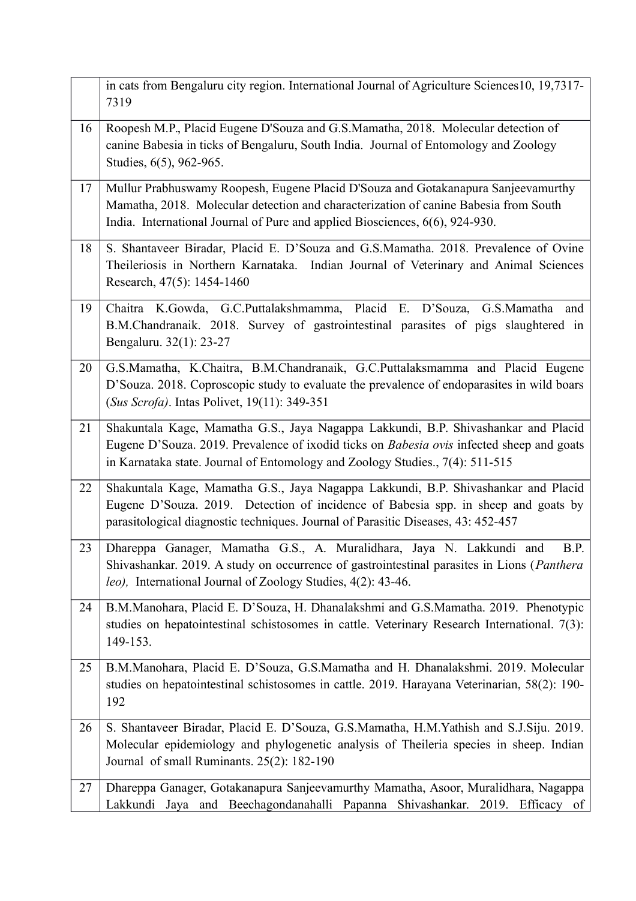| | |
|---|---|
| | in cats from Bengaluru city region. International Journal of Agriculture Sciences10, 19,7317-7319 |
| 16 | Roopesh M.P., Placid Eugene D'Souza and G.S.Mamatha, 2018. Molecular detection of canine Babesia in ticks of Bengaluru, South India. Journal of Entomology and Zoology Studies, 6(5), 962-965. |
| 17 | Mullur Prabhuswamy Roopesh, Eugene Placid D'Souza and Gotakanapura Sanjeevamurthy Mamatha, 2018. Molecular detection and characterization of canine Babesia from South India. International Journal of Pure and applied Biosciences, 6(6), 924-930. |
| 18 | S. Shantaveer Biradar, Placid E. D'Souza and G.S.Mamatha. 2018. Prevalence of Ovine Theileriosis in Northern Karnataka. Indian Journal of Veterinary and Animal Sciences Research, 47(5): 1454-1460 |
| 19 | Chaitra K.Gowda, G.C.Puttalakshmamma, Placid E. D'Souza, G.S.Mamatha and B.M.Chandranaik. 2018. Survey of gastrointestinal parasites of pigs slaughtered in Bengaluru. 32(1): 23-27 |
| 20 | G.S.Mamatha, K.Chaitra, B.M.Chandranaik, G.C.Puttalaksmamma and Placid Eugene D'Souza. 2018. Coproscopic study to evaluate the prevalence of endoparasites in wild boars (*Sus Scrofa)*. Intas Polivet, 19(11): 349-351 |
| 21 | Shakuntala Kage, Mamatha G.S., Jaya Nagappa Lakkundi, B.P. Shivashankar and Placid Eugene D'Souza. 2019. Prevalence of ixodid ticks on *Babesia ovis* infected sheep and goats in Karnataka state. Journal of Entomology and Zoology Studies., 7(4): 511-515 |
| 22 | Shakuntala Kage, Mamatha G.S., Jaya Nagappa Lakkundi, B.P. Shivashankar and Placid Eugene D'Souza. 2019. Detection of incidence of Babesia spp. in sheep and goats by parasitological diagnostic techniques. Journal of Parasitic Diseases, 43: 452-457 |
| 23 | Dhareppa Ganager, Mamatha G.S., A. Muralidhara, Jaya N. Lakkundi and B.P. Shivashankar. 2019. A study on occurrence of gastrointestinal parasites in Lions (*Panthera leo),* International Journal of Zoology Studies, 4(2): 43-46. |
| 24 | B.M.Manohara, Placid E. D'Souza, H. Dhanalakshmi and G.S.Mamatha. 2019. Phenotypic studies on hepatointestinal schistosomes in cattle. Veterinary Research International. 7(3): 149-153. |
| 25 | B.M.Manohara, Placid E. D'Souza, G.S.Mamatha and H. Dhanalakshmi. 2019. Molecular studies on hepatointestinal schistosomes in cattle. 2019. Harayana Veterinarian, 58(2): 190-192 |
| 26 | S. Shantaveer Biradar, Placid E. D'Souza, G.S.Mamatha, H.M.Yathish and S.J.Siju. 2019. Molecular epidemiology and phylogenetic analysis of Theileria species in sheep. Indian Journal of small Ruminants. 25(2): 182-190 |
| 27 | Dhareppa Ganager, Gotakanapura Sanjeevamurthy Mamatha, Asoor, Muralidhara, Nagappa Lakkundi Jaya and Beechagondanahalli Papanna Shivashankar. 2019. Efficacy of |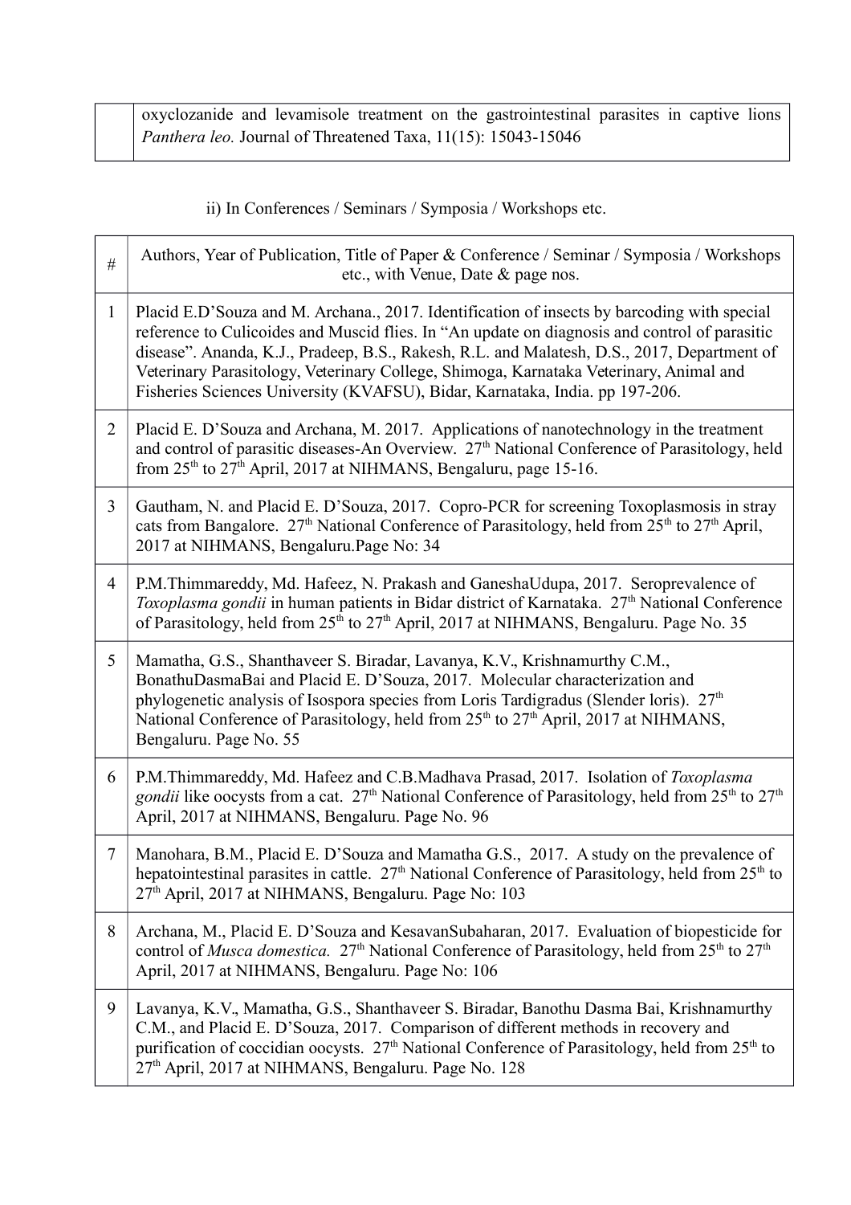| | |
|---|---|
| | oxyclozanide and levamisole treatment on the gastrointestinal parasites in captive lions *Panthera leo.* Journal of Threatened Taxa, 11(15): 15043-15046 |

ii) In Conferences / Seminars / Symposia / Workshops etc.

| # | Authors, Year of Publication, Title of Paper & Conference / Seminar / Symposia / Workshops etc., with Venue, Date & page nos. |
|---|---|
| 1 | Placid E.D'Souza and M. Archana., 2017. Identification of insects by barcoding with special reference to Culicoides and Muscid flies. In "An update on diagnosis and control of parasitic disease". Ananda, K.J., Pradeep, B.S., Rakesh, R.L. and Malatesh, D.S., 2017, Department of Veterinary Parasitology, Veterinary College, Shimoga, Karnataka Veterinary, Animal and Fisheries Sciences University (KVAFSU), Bidar, Karnataka, India. pp 197-206. |
| 2 | Placid E. D'Souza and Archana, M. 2017. Applications of nanotechnology in the treatment and control of parasitic diseases-An Overview. 27th National Conference of Parasitology, held from 25th to 27th April, 2017 at NIHMANS, Bengaluru, page 15-16. |
| 3 | Gautham, N. and Placid E. D'Souza, 2017. Copro-PCR for screening Toxoplasmosis in stray cats from Bangalore. 27th National Conference of Parasitology, held from 25th to 27th April, 2017 at NIHMANS, Bengaluru.Page No: 34 |
| 4 | P.M.Thimmareddy, Md. Hafeez, N. Prakash and GaneshaUdupa, 2017. Seroprevalence of *Toxoplasma gondii* in human patients in Bidar district of Karnataka. 27th National Conference of Parasitology, held from 25th to 27th April, 2017 at NIHMANS, Bengaluru. Page No. 35 |
| 5 | Mamatha, G.S., Shanthaveer S. Biradar, Lavanya, K.V., Krishnamurthy C.M., BonathuDasmaBai and Placid E. D'Souza, 2017. Molecular characterization and phylogenetic analysis of Isospora species from Loris Tardigradus (Slender loris). 27th National Conference of Parasitology, held from 25th to 27th April, 2017 at NIHMANS, Bengaluru. Page No. 55 |
| 6 | P.M.Thimmareddy, Md. Hafeez and C.B.Madhava Prasad, 2017. Isolation of *Toxoplasma gondii* like oocysts from a cat. 27th National Conference of Parasitology, held from 25th to 27th April, 2017 at NIHMANS, Bengaluru. Page No. 96 |
| 7 | Manohara, B.M., Placid E. D'Souza and Mamatha G.S., 2017. A study on the prevalence of hepatointestinal parasites in cattle. 27th National Conference of Parasitology, held from 25th to 27th April, 2017 at NIHMANS, Bengaluru. Page No: 103 |
| 8 | Archana, M., Placid E. D'Souza and KesavanSubaharan, 2017. Evaluation of biopesticide for control of *Musca domestica.* 27th National Conference of Parasitology, held from 25th to 27th April, 2017 at NIHMANS, Bengaluru. Page No: 106 |
| 9 | Lavanya, K.V., Mamatha, G.S., Shanthaveer S. Biradar, Banothu Dasma Bai, Krishnamurthy C.M., and Placid E. D'Souza, 2017. Comparison of different methods in recovery and purification of coccidian oocysts. 27th National Conference of Parasitology, held from 25th to 27th April, 2017 at NIHMANS, Bengaluru. Page No. 128 |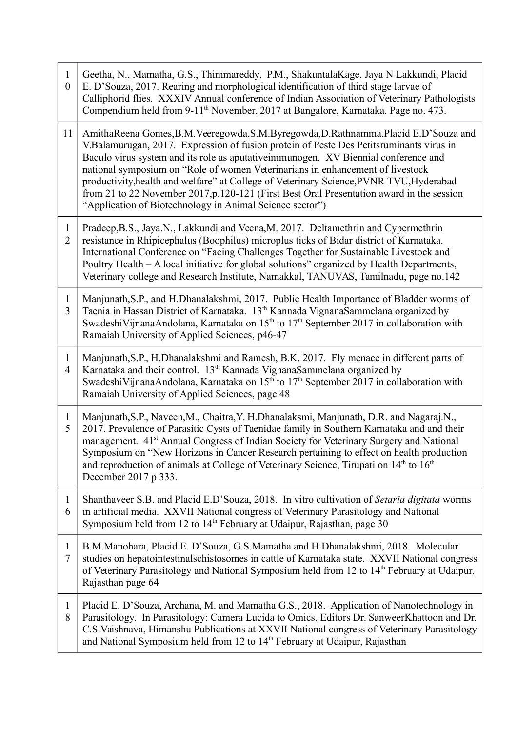| | |
|---|---|
| 10 | Geetha, N., Mamatha, G.S., Thimmareddy, P.M., ShakuntalaKage, Jaya N Lakkundi, Placid E. D'Souza, 2017. Rearing and morphological identification of third stage larvae of Calliphorid flies. XXXIV Annual conference of Indian Association of Veterinary Pathologists Compendium held from 9-11th November, 2017 at Bangalore, Karnataka. Page no. 473. |
| 11 | AmithaReena Gomes,B.M.Veeregowda,S.M.Byregowda,D.Rathnamma,Placid E.D'Souza and V.Balamurugan, 2017. Expression of fusion protein of Peste Des Petitsruminants virus in Baculo virus system and its role as aputativeimmunogen. XV Biennial conference and national symposium on "Role of women Veterinarians in enhancement of livestock productivity,health and welfare" at College of Veterinary Science,PVNR TVU,Hyderabad from 21 to 22 November 2017,p.120-121 (First Best Oral Presentation award in the session "Application of Biotechnology in Animal Science sector") |
| 12 | Pradeep,B.S., Jaya.N., Lakkundi and Veena,M. 2017. Deltamethrin and Cypermethrin resistance in Rhipicephalus (Boophilus) microplus ticks of Bidar district of Karnataka. International Conference on "Facing Challenges Together for Sustainable Livestock and Poultry Health – A local initiative for global solutions" organized by Health Departments, Veterinary college and Research Institute, Namakkal, TANUVAS, Tamilnadu, page no.142 |
| 13 | Manjunath,S.P., and H.Dhanalakshmi, 2017. Public Health Importance of Bladder worms of Taenia in Hassan District of Karnataka. 13th Kannada VignanaSammelana organized by SwadeshiVijnanaAndolana, Karnataka on 15th to 17th September 2017 in collaboration with Ramaiah University of Applied Sciences, p46-47 |
| 14 | Manjunath,S.P., H.Dhanalakshmi and Ramesh, B.K. 2017. Fly menace in different parts of Karnataka and their control. 13th Kannada VignanaSammelana organized by SwadeshiVijnanaAndolana, Karnataka on 15th to 17th September 2017 in collaboration with Ramaiah University of Applied Sciences, page 48 |
| 15 | Manjunath,S.P., Naveen,M., Chaitra,Y. H.Dhanalaksmi, Manjunath, D.R. and Nagaraj.N., 2017. Prevalence of Parasitic Cysts of Taenidae family in Southern Karnataka and and their management. 41st Annual Congress of Indian Society for Veterinary Surgery and National Symposium on "New Horizons in Cancer Research pertaining to effect on health production and reproduction of animals at College of Veterinary Science, Tirupati on 14th to 16th December 2017 p 333. |
| 16 | Shanthaveer S.B. and Placid E.D'Souza, 2018. In vitro cultivation of *Setaria digitata* worms in artificial media. XXVII National congress of Veterinary Parasitology and National Symposium held from 12 to 14th February at Udaipur, Rajasthan, page 30 |
| 17 | B.M.Manohara, Placid E. D'Souza, G.S.Mamatha and H.Dhanalakshmi, 2018. Molecular studies on hepatointestinalschistosomes in cattle of Karnataka state. XXVII National congress of Veterinary Parasitology and National Symposium held from 12 to 14th February at Udaipur, Rajasthan page 64 |
| 18 | Placid E. D'Souza, Archana, M. and Mamatha G.S., 2018. Application of Nanotechnology in Parasitology. In Parasitology: Camera Lucida to Omics, Editors Dr. SanweerKhattoon and Dr. C.S.Vaishnava, Himanshu Publications at XXVII National congress of Veterinary Parasitology and National Symposium held from 12 to 14th February at Udaipur, Rajasthan |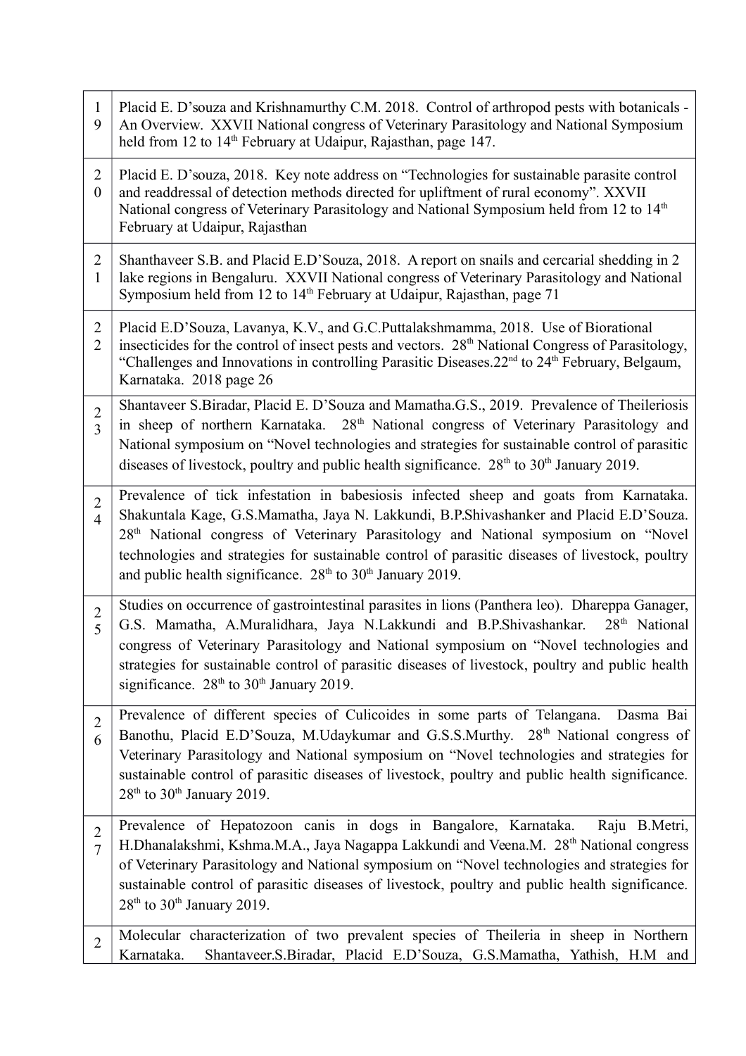| | |
|---|---|
| 19 | Placid E. D'souza and Krishnamurthy C.M. 2018. Control of arthropod pests with botanicals - An Overview. XXVII National congress of Veterinary Parasitology and National Symposium held from 12 to 14th February at Udaipur, Rajasthan, page 147. |
| 20 | Placid E. D'souza, 2018. Key note address on "Technologies for sustainable parasite control and readdressal of detection methods directed for upliftment of rural economy". XXVII National congress of Veterinary Parasitology and National Symposium held from 12 to 14th February at Udaipur, Rajasthan |
| 21 | Shanthaveer S.B. and Placid E.D'Souza, 2018. A report on snails and cercarial shedding in 2 lake regions in Bengaluru. XXVII National congress of Veterinary Parasitology and National Symposium held from 12 to 14th February at Udaipur, Rajasthan, page 71 |
| 22 | Placid E.D'Souza, Lavanya, K.V., and G.C.Puttalakshmamma, 2018. Use of Biorational insecticides for the control of insect pests and vectors. 28th National Congress of Parasitology, "Challenges and Innovations in controlling Parasitic Diseases.22nd to 24th February, Belgaum, Karnataka. 2018 page 26 |
| 23 | Shantaveer S.Biradar, Placid E. D'Souza and Mamatha.G.S., 2019. Prevalence of Theileriosis in sheep of northern Karnataka. 28th National congress of Veterinary Parasitology and National symposium on "Novel technologies and strategies for sustainable control of parasitic diseases of livestock, poultry and public health significance. 28th to 30th January 2019. |
| 24 | Prevalence of tick infestation in babesiosis infected sheep and goats from Karnataka. Shakuntala Kage, G.S.Mamatha, Jaya N. Lakkundi, B.P.Shivashanker and Placid E.D'Souza. 28th National congress of Veterinary Parasitology and National symposium on "Novel technologies and strategies for sustainable control of parasitic diseases of livestock, poultry and public health significance. 28th to 30th January 2019. |
| 25 | Studies on occurrence of gastrointestinal parasites in lions (Panthera leo). Dhareppa Ganager, G.S. Mamatha, A.Muralidhara, Jaya N.Lakkundi and B.P.Shivashankar. 28th National congress of Veterinary Parasitology and National symposium on "Novel technologies and strategies for sustainable control of parasitic diseases of livestock, poultry and public health significance. 28th to 30th January 2019. |
| 26 | Prevalence of different species of Culicoides in some parts of Telangana. Dasma Bai Banothu, Placid E.D'Souza, M.Udaykumar and G.S.S.Murthy. 28th National congress of Veterinary Parasitology and National symposium on "Novel technologies and strategies for sustainable control of parasitic diseases of livestock, poultry and public health significance. 28th to 30th January 2019. |
| 27 | Prevalence of Hepatozoon canis in dogs in Bangalore, Karnataka. Raju B.Metri, H.Dhanalakshmi, Kshma.M.A., Jaya Nagappa Lakkundi and Veena.M. 28th National congress of Veterinary Parasitology and National symposium on "Novel technologies and strategies for sustainable control of parasitic diseases of livestock, poultry and public health significance. 28th to 30th January 2019. |
| 2 | Molecular characterization of two prevalent species of Theileria in sheep in Northern Karnataka. Shantaveer.S.Biradar, Placid E.D'Souza, G.S.Mamatha, Yathish, H.M and |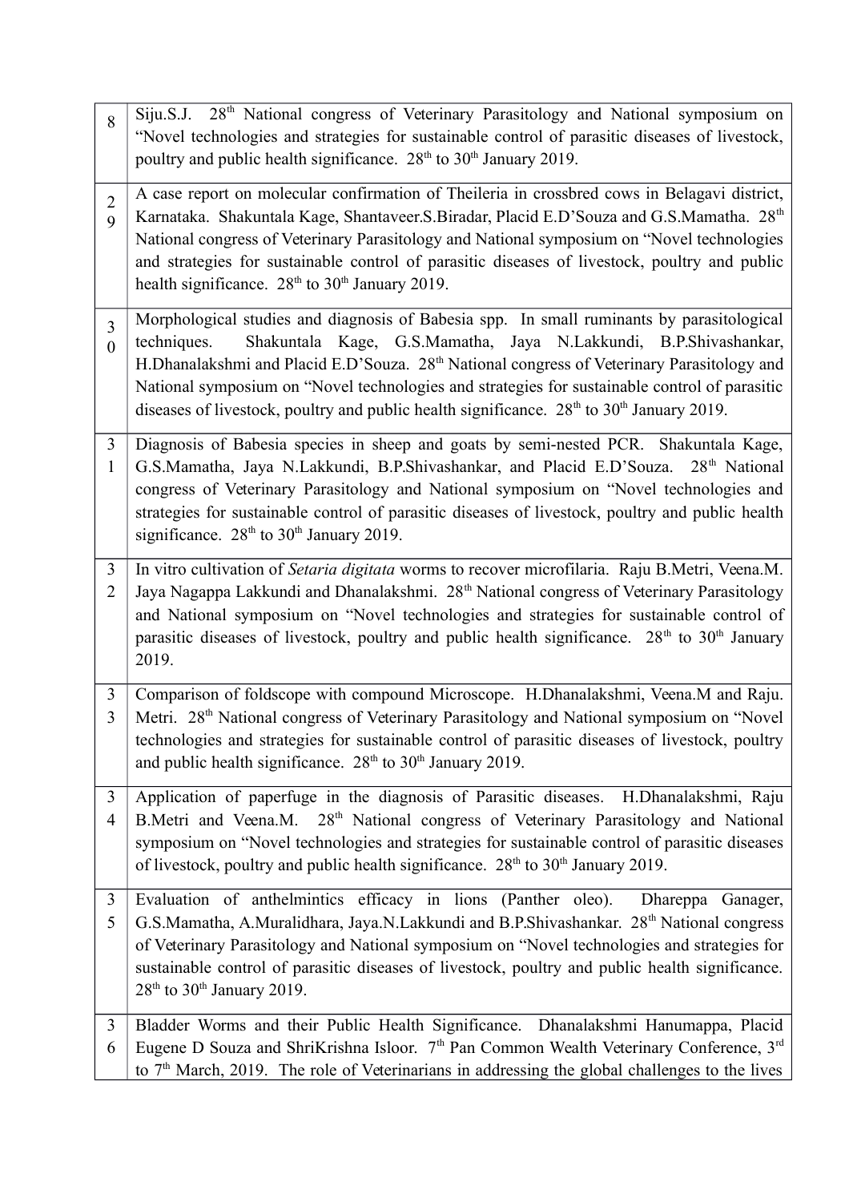| | |
|---|---|
| 8 | Siju.S.J. 28th National congress of Veterinary Parasitology and National symposium on "Novel technologies and strategies for sustainable control of parasitic diseases of livestock, poultry and public health significance. 28th to 30th January 2019. |
| 29 | A case report on molecular confirmation of Theileria in crossbred cows in Belagavi district, Karnataka. Shakuntala Kage, Shantaveer.S.Biradar, Placid E.D'Souza and G.S.Mamatha. 28th National congress of Veterinary Parasitology and National symposium on "Novel technologies and strategies for sustainable control of parasitic diseases of livestock, poultry and public health significance. 28th to 30th January 2019. |
| 30 | Morphological studies and diagnosis of Babesia spp. In small ruminants by parasitological techniques. Shakuntala Kage, G.S.Mamatha, Jaya N.Lakkundi, B.P.Shivashankar, H.Dhanalakshmi and Placid E.D'Souza. 28th National congress of Veterinary Parasitology and National symposium on "Novel technologies and strategies for sustainable control of parasitic diseases of livestock, poultry and public health significance. 28th to 30th January 2019. |
| 31 | Diagnosis of Babesia species in sheep and goats by semi-nested PCR. Shakuntala Kage, G.S.Mamatha, Jaya N.Lakkundi, B.P.Shivashankar, and Placid E.D'Souza. 28th National congress of Veterinary Parasitology and National symposium on "Novel technologies and strategies for sustainable control of parasitic diseases of livestock, poultry and public health significance. 28th to 30th January 2019. |
| 32 | In vitro cultivation of *Setaria digitata* worms to recover microfilaria. Raju B.Metri, Veena.M. Jaya Nagappa Lakkundi and Dhanalakshmi. 28th National congress of Veterinary Parasitology and National symposium on "Novel technologies and strategies for sustainable control of parasitic diseases of livestock, poultry and public health significance. 28th to 30th January 2019. |
| 33 | Comparison of foldscope with compound Microscope. H.Dhanalakshmi, Veena.M and Raju. Metri. 28th National congress of Veterinary Parasitology and National symposium on "Novel technologies and strategies for sustainable control of parasitic diseases of livestock, poultry and public health significance. 28th to 30th January 2019. |
| 34 | Application of paperfuge in the diagnosis of Parasitic diseases. H.Dhanalakshmi, Raju B.Metri and Veena.M. 28th National congress of Veterinary Parasitology and National symposium on "Novel technologies and strategies for sustainable control of parasitic diseases of livestock, poultry and public health significance. 28th to 30th January 2019. |
| 35 | Evaluation of anthelmintics efficacy in lions (Panther oleo). Dhareppa Ganager, G.S.Mamatha, A.Muralidhara, Jaya.N.Lakkundi and B.P.Shivashankar. 28th National congress of Veterinary Parasitology and National symposium on "Novel technologies and strategies for sustainable control of parasitic diseases of livestock, poultry and public health significance. 28th to 30th January 2019. |
| 36 | Bladder Worms and their Public Health Significance. Dhanalakshmi Hanumappa, Placid Eugene D Souza and ShriKrishna Isloor. 7th Pan Common Wealth Veterinary Conference, 3rd to 7th March, 2019. The role of Veterinarians in addressing the global challenges to the lives |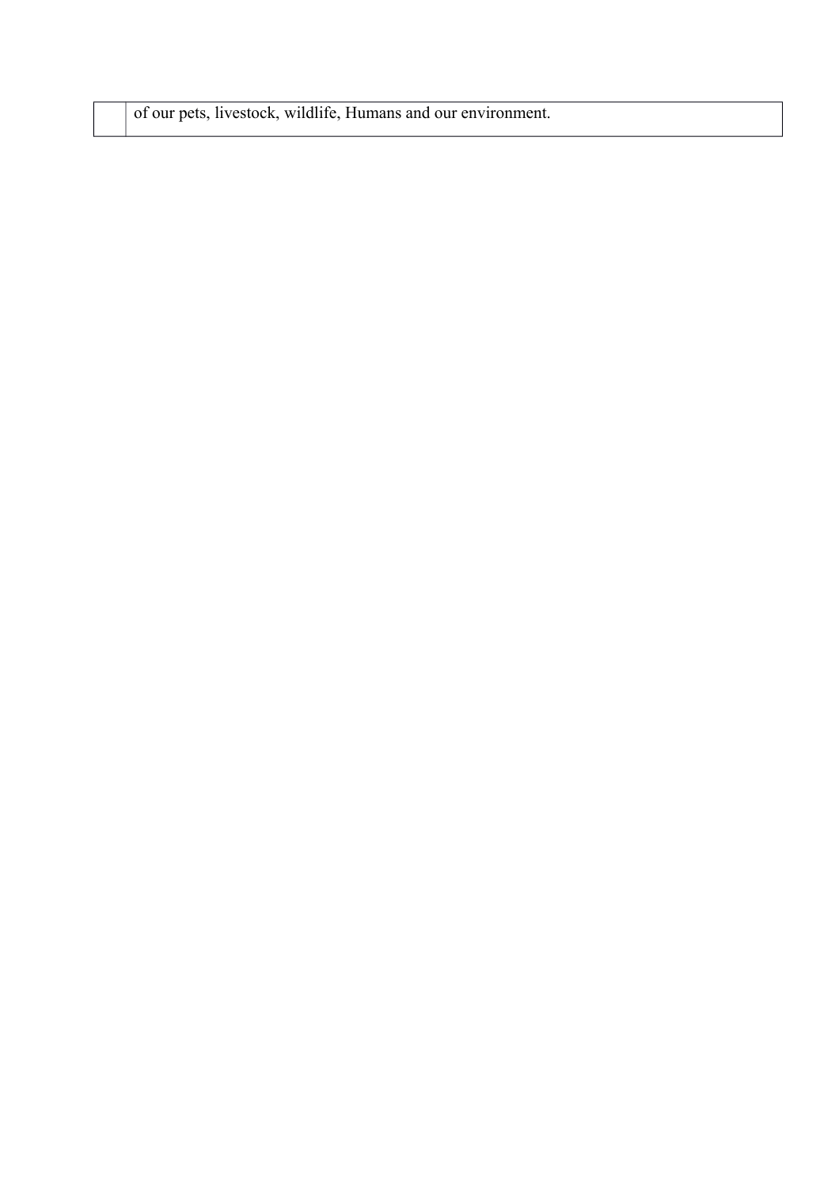| | |
|---|---|
| | of our pets, livestock, wildlife, Humans and our environment. |